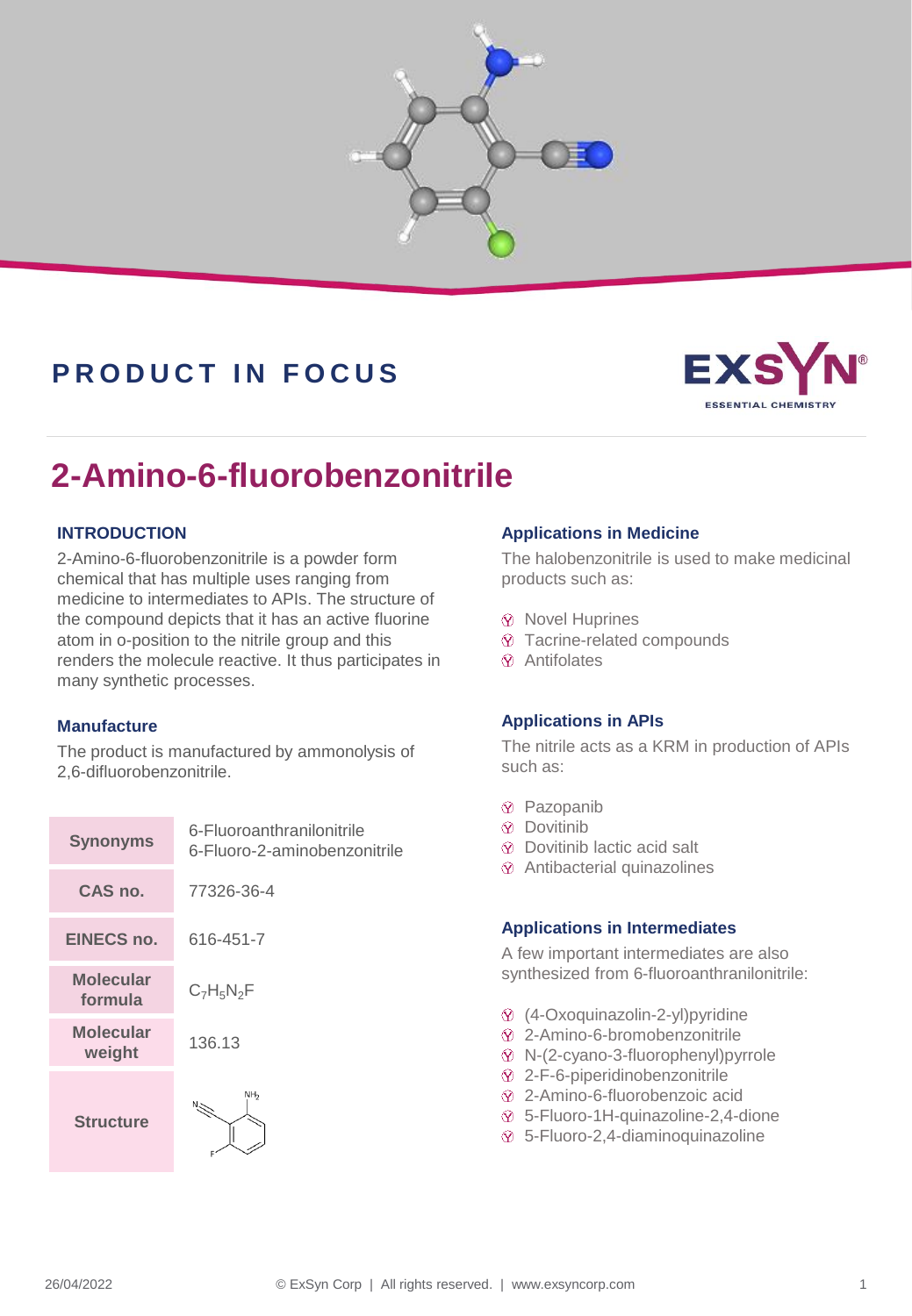PRODUCT IN FOCUS

# 2-Amino-6-fluorobenzonitrile

### INTRODUCTION

2-Amino-6-fluorobenzonitrile is a powder form chemical that has multiple uses ranging from medicine to intermediates to APIs. The structure of the compound depicts that it has an active fluorine atom in o-position to the nitrile group and this renders the molecule reactive. It thus participates in many synthetic processes.

### Manufacture

The product is manufactured by ammonolysis of 2,6-difluorobenzonitrile.

| | |
|---|---|
| **Synonyms** | 6-Fluoroanthranilonitrile<br>6-Fluoro-2-aminobenzonitrile |
| **CAS no.** | 77326-36-4 |
| **EINECS no.** | 616-451-7 |
| **Molecular formula** | $C_7H_5N_2F$ |
| **Molecular weight** | 136.13 |
| **Structure** | |

### Applications in Medicine

The halobenzonitrile is used to make medicinal products such as:

- Novel Huprines
- Tacrine-related compounds
- Antifolates

### Applications in APIs

The nitrile acts as a KRM in production of APIs such as:

- Pazopanib
- Dovitinib
- Dovitinib lactic acid salt
- Antibacterial quinazolines

### Applications in Intermediates

A few important intermediates are also synthesized from 6-fluoroanthranilonitrile:

- (4-Oxoquinazolin-2-yl)pyridine
- 2-Amino-6-bromobenzonitrile
- N-(2-cyano-3-fluorophenyl)pyrrole
- 2-F-6-piperidinobenzonitrile
- 2-Amino-6-fluorobenzoic acid
- 5-Fluoro-1H-quinazoline-2,4-dione
- 5-Fluoro-2,4-diaminoquinazoline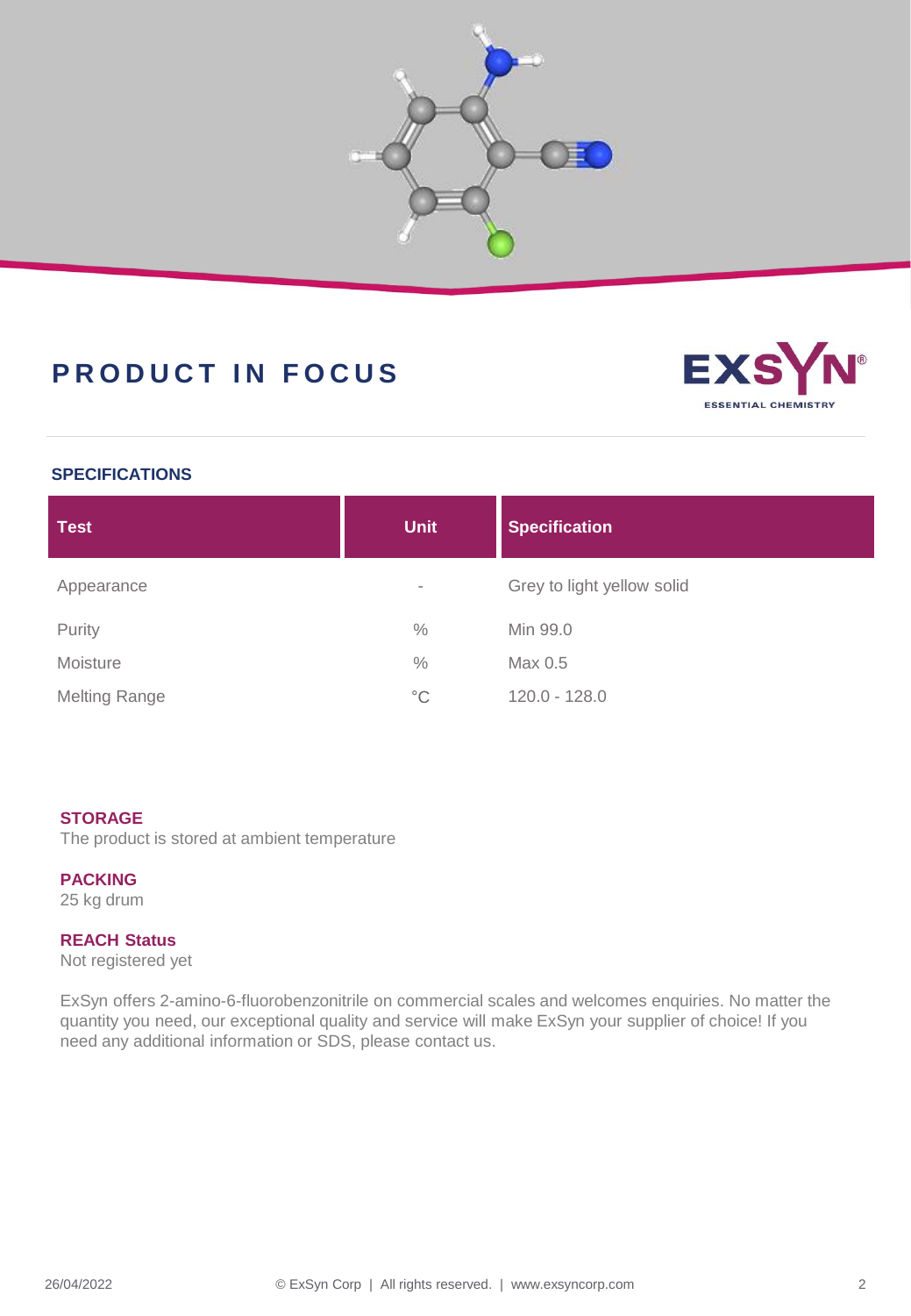# PRODUCT IN FOCUS

EXSYN® ESSENTIAL CHEMISTRY

## SPECIFICATIONS

| Test | Unit | Specification |
| --- | --- | --- |
| Appearance | - | Grey to light yellow solid |
| Purity | % | Min 99.0 |
| Moisture | % | Max 0.5 |
| Melting Range | °C | 120.0 - 128.0 |

**STORAGE**
The product is stored at ambient temperature

**PACKING**
25 kg drum

**REACH Status**
Not registered yet

ExSyn offers 2-amino-6-fluorobenzonitrile on commercial scales and welcomes enquiries. No matter the quantity you need, our exceptional quality and service will make ExSyn your supplier of choice! If you need any additional information or SDS, please contact us.

26/04/2022 © ExSyn Corp | All rights reserved. | www.exsyncorp.com